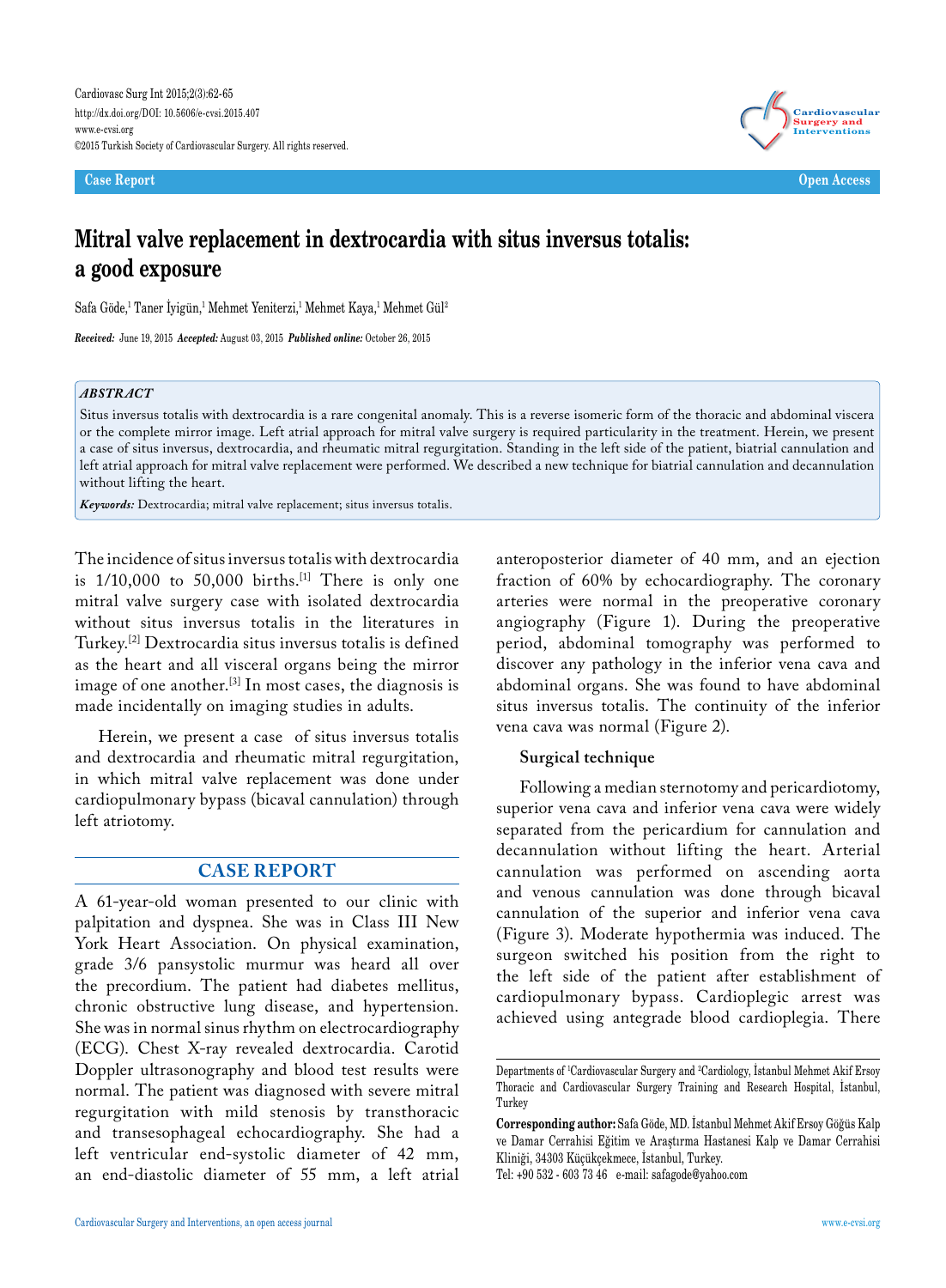Case Report

Open Access

# Mitral valve replacement in dextrocardia with situs inversus totalis: a good exposure

Safa Göde,[1] Taner İyigün,[1] Mehmet Yeniterzi,[1] Mehmet Kaya,[1] Mehmet Gül[2]

***Received:*** June 19, 2015 ***Accepted:*** August 03, 2015 ***Published online:*** October 26, 2015

## *ABSTRACT*

Situs inversus totalis with dextrocardia is a rare congenital anomaly. This is a reverse isomeric form of the thoracic and abdominal viscera or the complete mirror image. Left atrial approach for mitral valve surgery is required particularity in the treatment. Herein, we present a case of situs inversus, dextrocardia, and rheumatic mitral regurgitation. Standing in the left side of the patient, biatrial cannulation and left atrial approach for mitral valve replacement were performed. We described a new technique for biatrial cannulation and decannulation without lifting the heart.

***Keywords:*** Dextrocardia; mitral valve replacement; situs inversus totalis.

The incidence of situs inversus totalis with dextrocardia is 1/10,000 to 50,000 births.[1] There is only one mitral valve surgery case with isolated dextrocardia without situs inversus totalis in the literatures in Turkey.[2] Dextrocardia situs inversus totalis is defined as the heart and all visceral organs being the mirror image of one another.[3] In most cases, the diagnosis is made incidentally on imaging studies in adults.

Herein, we present a case of situs inversus totalis and dextrocardia and rheumatic mitral regurgitation, in which mitral valve replacement was done under cardiopulmonary bypass (bicaval cannulation) through left atriotomy.

## CASE REPORT

A 61-year-old woman presented to our clinic with palpitation and dyspnea. She was in Class III New York Heart Association. On physical examination, grade 3/6 pansystolic murmur was heard all over the precordium. The patient had diabetes mellitus, chronic obstructive lung disease, and hypertension. She was in normal sinus rhythm on electrocardiography (ECG). Chest X-ray revealed dextrocardia. Carotid Doppler ultrasonography and blood test results were normal. The patient was diagnosed with severe mitral regurgitation with mild stenosis by transthoracic and transesophageal echocardiography. She had a left ventricular end-systolic diameter of 42 mm, an end-diastolic diameter of 55 mm, a left atrial anteroposterior diameter of 40 mm, and an ejection fraction of 60% by echocardiography. The coronary arteries were normal in the preoperative coronary angiography (Figure 1). During the preoperative period, abdominal tomography was performed to discover any pathology in the inferior vena cava and abdominal organs. She was found to have abdominal situs inversus totalis. The continuity of the inferior vena cava was normal (Figure 2).

### Surgical technique

Following a median sternotomy and pericardiotomy, superior vena cava and inferior vena cava were widely separated from the pericardium for cannulation and decannulation without lifting the heart. Arterial cannulation was performed on ascending aorta and venous cannulation was done through bicaval cannulation of the superior and inferior vena cava (Figure 3). Moderate hypothermia was induced. The surgeon switched his position from the right to the left side of the patient after establishment of cardiopulmonary bypass. Cardioplegic arrest was achieved using antegrade blood cardioplegia. There

Departments of [1]Cardiovascular Surgery and [2]Cardiology, İstanbul Mehmet Akif Ersoy Thoracic and Cardiovascular Surgery Training and Research Hospital, İstanbul, Turkey

**Corresponding author:** Safa Göde, MD. İstanbul Mehmet Akif Ersoy Göğüs Kalp ve Damar Cerrahisi Eğitim ve Araştırma Hastanesi Kalp ve Damar Cerrahisi Kliniği, 34303 Küçükçekmece, İstanbul, Turkey.
Tel: +90 532 - 603 73 46 e-mail: safagode@yahoo.com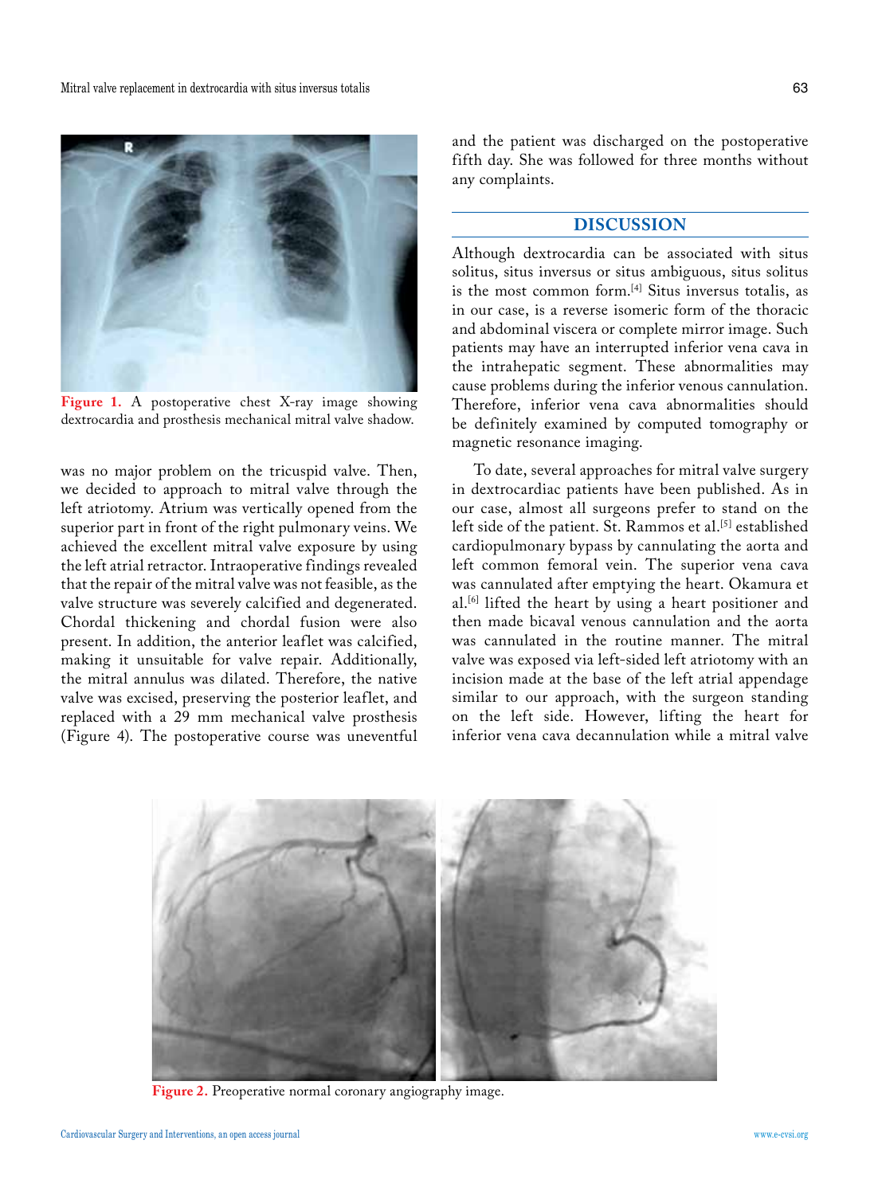Figure 1. A postoperative chest X-ray image showing dextrocardia and prosthesis mechanical mitral valve shadow.

was no major problem on the tricuspid valve. Then, we decided to approach to mitral valve through the left atriotomy. Atrium was vertically opened from the superior part in front of the right pulmonary veins. We achieved the excellent mitral valve exposure by using the left atrial retractor. Intraoperative findings revealed that the repair of the mitral valve was not feasible, as the valve structure was severely calcified and degenerated. Chordal thickening and chordal fusion were also present. In addition, the anterior leaflet was calcified, making it unsuitable for valve repair. Additionally, the mitral annulus was dilated. Therefore, the native valve was excised, preserving the posterior leaflet, and replaced with a 29 mm mechanical valve prosthesis (Figure 4). The postoperative course was uneventful and the patient was discharged on the postoperative fifth day. She was followed for three months without any complaints.

## DISCUSSION

Although dextrocardia can be associated with situs solitus, situs inversus or situs ambiguous, situs solitus is the most common form.[4] Situs inversus totalis, as in our case, is a reverse isomeric form of the thoracic and abdominal viscera or complete mirror image. Such patients may have an interrupted inferior vena cava in the intrahepatic segment. These abnormalities may cause problems during the inferior venous cannulation. Therefore, inferior vena cava abnormalities should be definitely examined by computed tomography or magnetic resonance imaging.

To date, several approaches for mitral valve surgery in dextrocardiac patients have been published. As in our case, almost all surgeons prefer to stand on the left side of the patient. St. Rammos et al.[5] established cardiopulmonary bypass by cannulating the aorta and left common femoral vein. The superior vena cava was cannulated after emptying the heart. Okamura et al.[6] lifted the heart by using a heart positioner and then made bicaval venous cannulation and the aorta was cannulated in the routine manner. The mitral valve was exposed via left-sided left atriotomy with an incision made at the base of the left atrial appendage similar to our approach, with the surgeon standing on the left side. However, lifting the heart for inferior vena cava decannulation while a mitral valve

Figure 2. Preoperative normal coronary angiography image.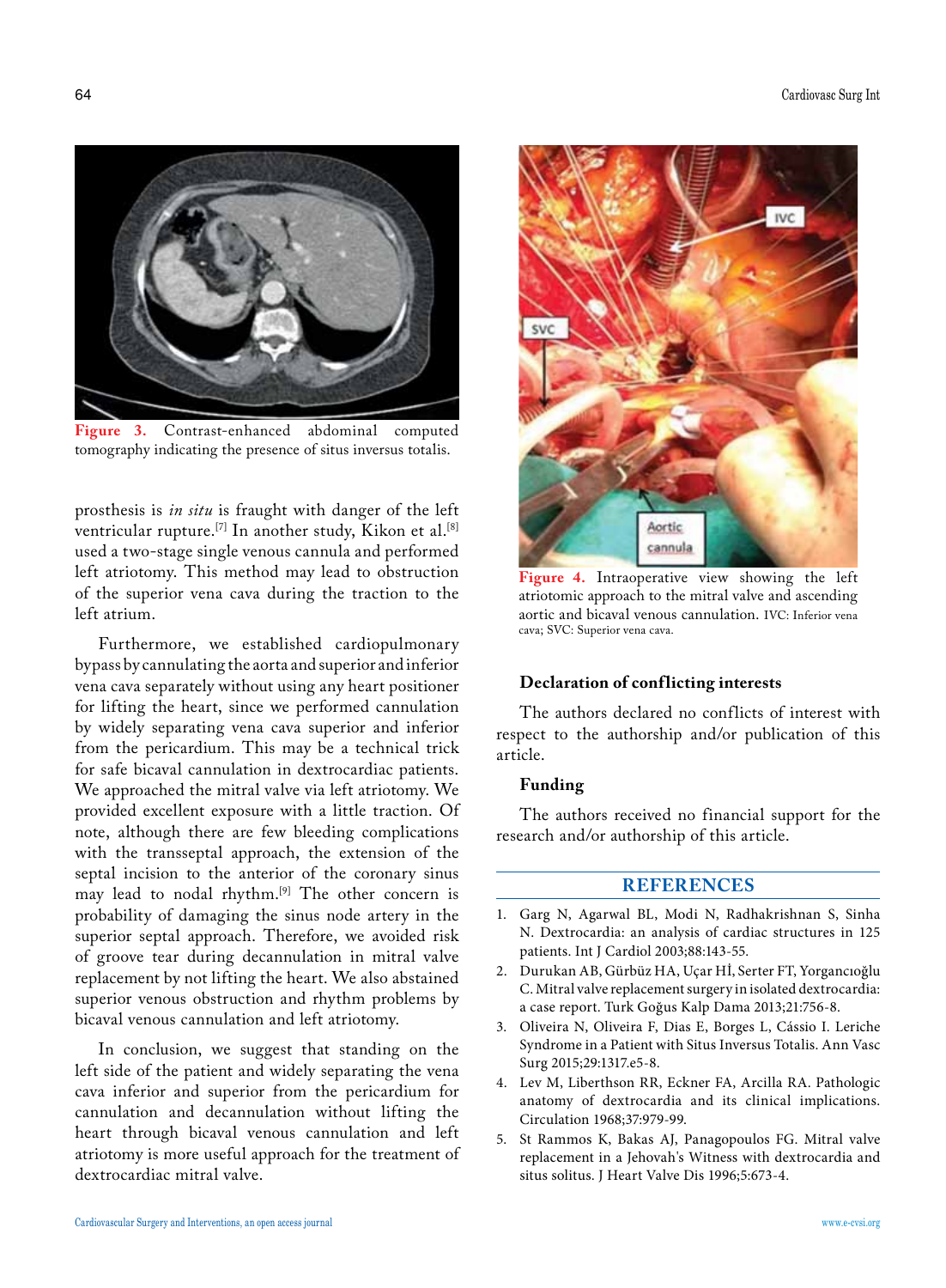Figure 3. Contrast-enhanced abdominal computed tomography indicating the presence of situs inversus totalis.

prosthesis is *in situ* is fraught with danger of the left ventricular rupture.[7] In another study, Kikon et al.[8] used a two-stage single venous cannula and performed left atriotomy. This method may lead to obstruction of the superior vena cava during the traction to the left atrium.

Furthermore, we established cardiopulmonary bypass by cannulating the aorta and superior and inferior vena cava separately without using any heart positioner for lifting the heart, since we performed cannulation by widely separating vena cava superior and inferior from the pericardium. This may be a technical trick for safe bicaval cannulation in dextrocardiac patients. We approached the mitral valve via left atriotomy. We provided excellent exposure with a little traction. Of note, although there are few bleeding complications with the transseptal approach, the extension of the septal incision to the anterior of the coronary sinus may lead to nodal rhythm.[9] The other concern is probability of damaging the sinus node artery in the superior septal approach. Therefore, we avoided risk of groove tear during decannulation in mitral valve replacement by not lifting the heart. We also abstained superior venous obstruction and rhythm problems by bicaval venous cannulation and left atriotomy.

In conclusion, we suggest that standing on the left side of the patient and widely separating the vena cava inferior and superior from the pericardium for cannulation and decannulation without lifting the heart through bicaval venous cannulation and left atriotomy is more useful approach for the treatment of dextrocardiac mitral valve.

Figure 4. Intraoperative view showing the left atriotomic approach to the mitral valve and ascending aortic and bicaval venous cannulation. IVC: Inferior vena cava; SVC: Superior vena cava.

### Declaration of conflicting interests

The authors declared no conflicts of interest with respect to the authorship and/or publication of this article.

### Funding

The authors received no financial support for the research and/or authorship of this article.

## REFERENCES

1. Garg N, Agarwal BL, Modi N, Radhakrishnan S, Sinha N. Dextrocardia: an analysis of cardiac structures in 125 patients. Int J Cardiol 2003;88:143-55.
2. Durukan AB, Gürbüz HA, Uçar Hİ, Serter FT, Yorgancıoğlu C. Mitral valve replacement surgery in isolated dextrocardia: a case report. Turk Göğus Kalp Dama 2013;21:756-8.
3. Oliveira N, Oliveira F, Dias E, Borges L, Cássio I. Leriche Syndrome in a Patient with Situs Inversus Totalis. Ann Vasc Surg 2015;29:1317.e5-8.
4. Lev M, Liberthson RR, Eckner FA, Arcilla RA. Pathologic anatomy of dextrocardia and its clinical implications. Circulation 1968;37:979-99.
5. St Rammos K, Bakas AJ, Panagopoulos FG. Mitral valve replacement in a Jehovah's Witness with dextrocardia and situs solitus. J Heart Valve Dis 1996;5:673-4.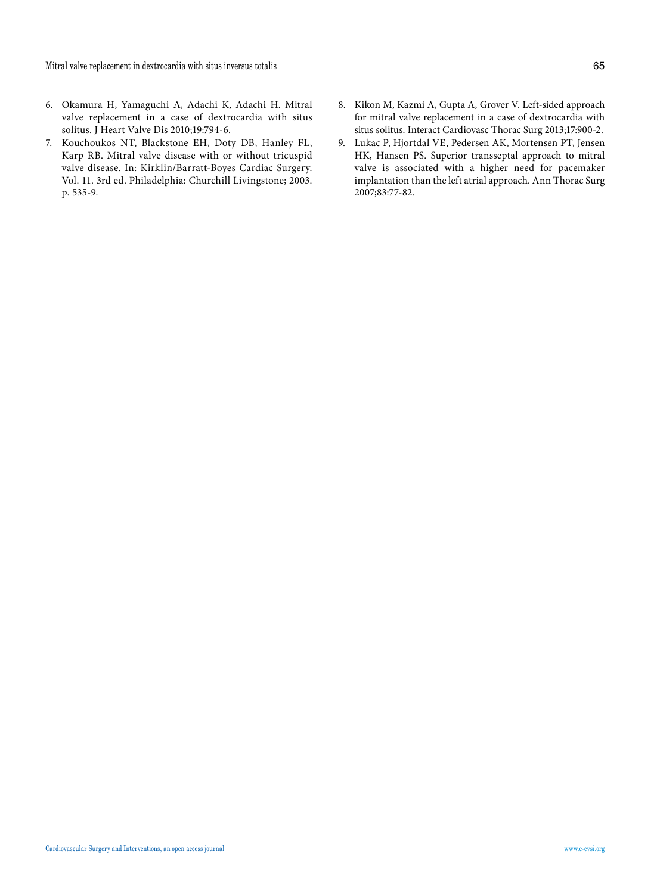6. Okamura H, Yamaguchi A, Adachi K, Adachi H. Mitral valve replacement in a case of dextrocardia with situs solitus. J Heart Valve Dis 2010;19:794-6.
7. Kouchoukos NT, Blackstone EH, Doty DB, Hanley FL, Karp RB. Mitral valve disease with or without tricuspid valve disease. In: Kirklin/Barratt-Boyes Cardiac Surgery. Vol. 11. 3rd ed. Philadelphia: Churchill Livingstone; 2003. p. 535-9.
8. Kikon M, Kazmi A, Gupta A, Grover V. Left-sided approach for mitral valve replacement in a case of dextrocardia with situs solitus. Interact Cardiovasc Thorac Surg 2013;17:900-2.
9. Lukac P, Hjortdal VE, Pedersen AK, Mortensen PT, Jensen HK, Hansen PS. Superior transseptal approach to mitral valve is associated with a higher need for pacemaker implantation than the left atrial approach. Ann Thorac Surg 2007;83:77-82.